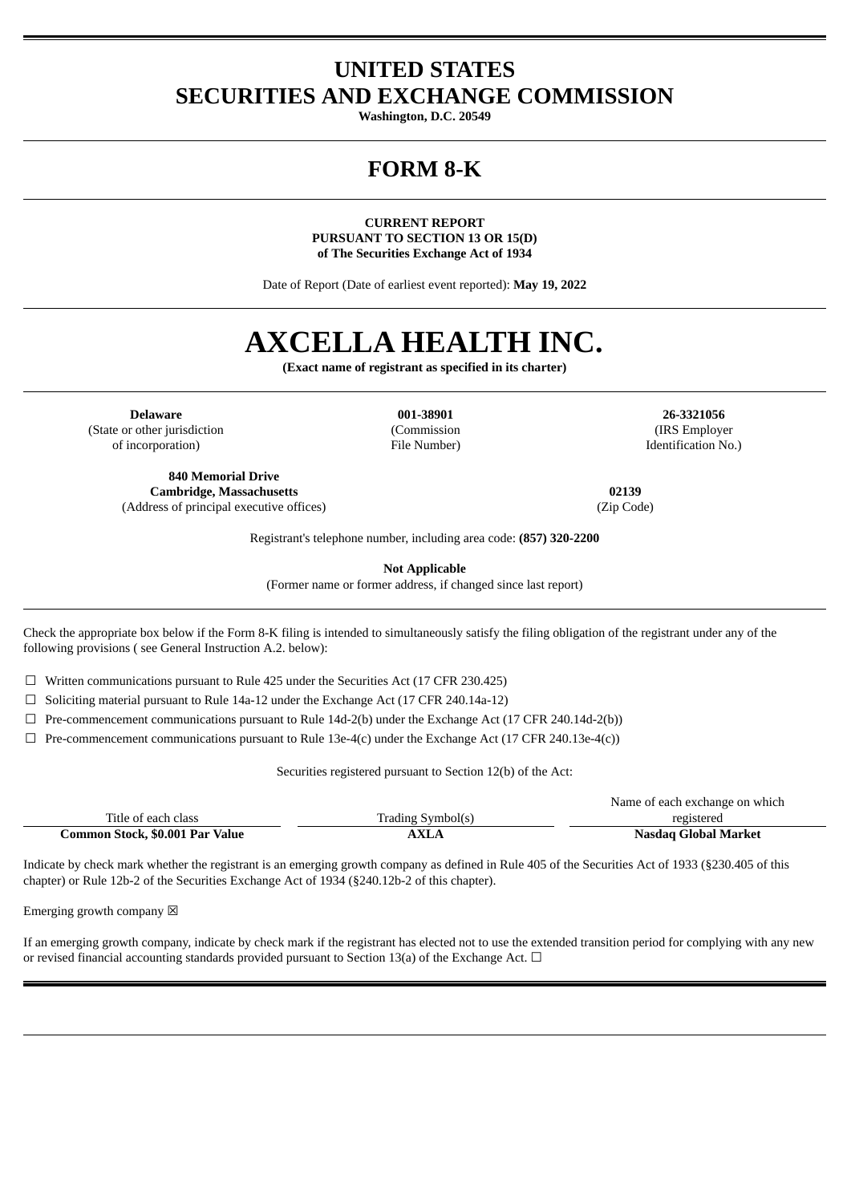# UNITED STATES
# SECURITIES AND EXCHANGE COMMISSION

**Washington, D.C. 20549**

# FORM 8-K

**CURRENT REPORT**
**PURSUANT TO SECTION 13 OR 15(D)**
**of The Securities Exchange Act of 1934**

Date of Report (Date of earliest event reported): **May 19, 2022**

# AXCELLA HEALTH INC.

**(Exact name of registrant as specified in its charter)**

| **Delaware** | **001-38901** | **26-3321056** |
|---|---|---|
| (State or other jurisdiction of incorporation) | (Commission File Number) | (IRS Employer Identification No.) |

| **840 Memorial Drive Cambridge, Massachusetts** | **02139** |
|---|---|
| (Address of principal executive offices) | (Zip Code) |

Registrant's telephone number, including area code: **(857) 320-2200**

**Not Applicable**
(Former name or former address, if changed since last report)

Check the appropriate box below if the Form 8-K filing is intended to simultaneously satisfy the filing obligation of the registrant under any of the following provisions ( see General Instruction A.2. below):

☐ Written communications pursuant to Rule 425 under the Securities Act (17 CFR 230.425)

☐ Soliciting material pursuant to Rule 14a-12 under the Exchange Act (17 CFR 240.14a-12)

☐ Pre-commencement communications pursuant to Rule 14d-2(b) under the Exchange Act (17 CFR 240.14d-2(b))

☐ Pre-commencement communications pursuant to Rule 13e-4(c) under the Exchange Act (17 CFR 240.13e-4(c))

Securities registered pursuant to Section 12(b) of the Act:

| Title of each class | Trading Symbol(s) | Name of each exchange on which registered |
|---|---|---|
| **Common Stock, $0.001 Par Value** | **AXLA** | **Nasdaq Global Market** |

Indicate by check mark whether the registrant is an emerging growth company as defined in Rule 405 of the Securities Act of 1933 (§230.405 of this chapter) or Rule 12b-2 of the Securities Exchange Act of 1934 (§240.12b-2 of this chapter).

Emerging growth company ☒

If an emerging growth company, indicate by check mark if the registrant has elected not to use the extended transition period for complying with any new or revised financial accounting standards provided pursuant to Section 13(a) of the Exchange Act. ☐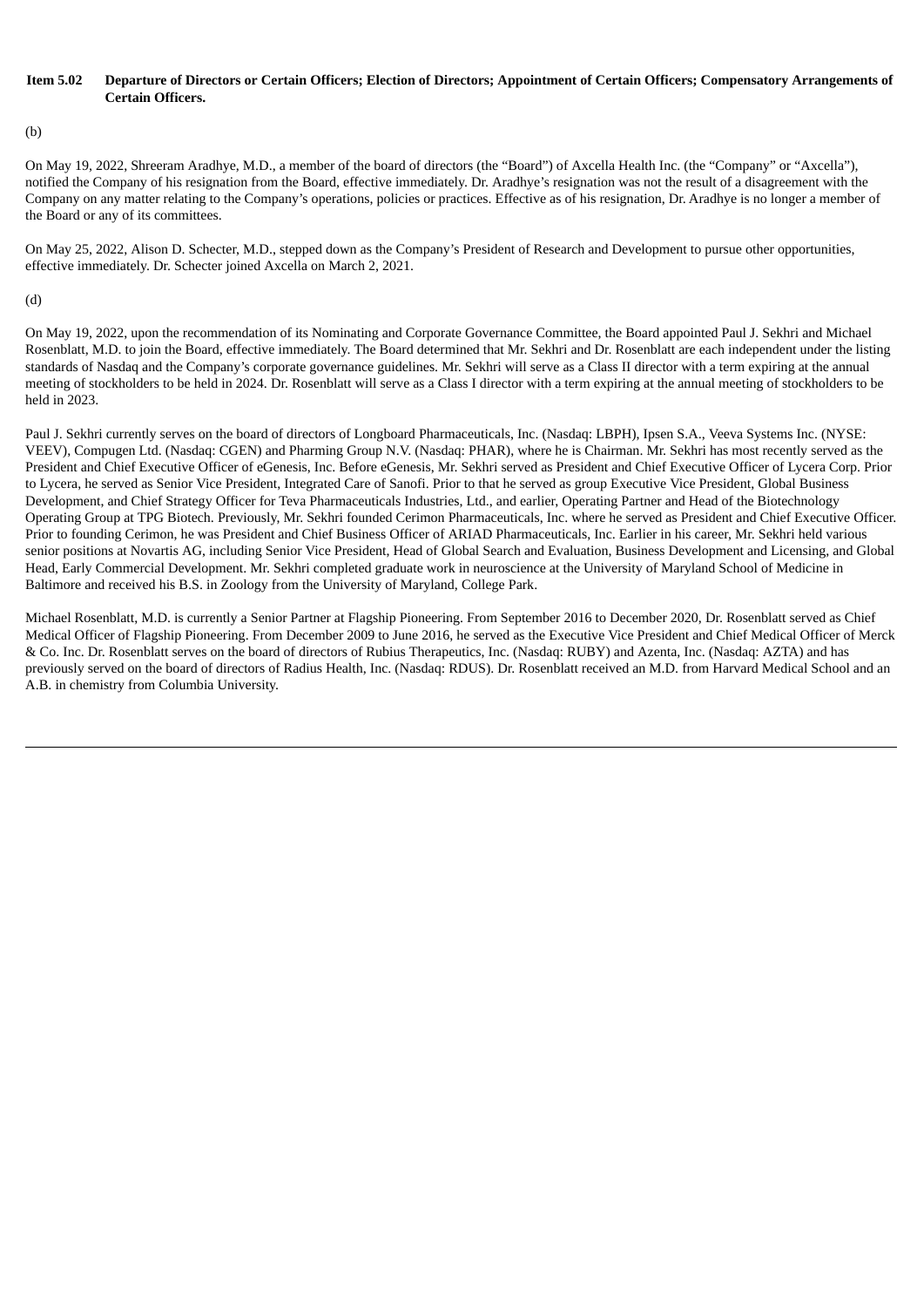**Item 5.02 Departure of Directors or Certain Officers; Election of Directors; Appointment of Certain Officers; Compensatory Arrangements of Certain Officers.**

(b)

On May 19, 2022, Shreeram Aradhye, M.D., a member of the board of directors (the "Board") of Axcella Health Inc. (the "Company" or "Axcella"), notified the Company of his resignation from the Board, effective immediately. Dr. Aradhye's resignation was not the result of a disagreement with the Company on any matter relating to the Company's operations, policies or practices. Effective as of his resignation, Dr. Aradhye is no longer a member of the Board or any of its committees.

On May 25, 2022, Alison D. Schecter, M.D., stepped down as the Company's President of Research and Development to pursue other opportunities, effective immediately. Dr. Schecter joined Axcella on March 2, 2021.

(d)

On May 19, 2022, upon the recommendation of its Nominating and Corporate Governance Committee, the Board appointed Paul J. Sekhri and Michael Rosenblatt, M.D. to join the Board, effective immediately. The Board determined that Mr. Sekhri and Dr. Rosenblatt are each independent under the listing standards of Nasdaq and the Company's corporate governance guidelines. Mr. Sekhri will serve as a Class II director with a term expiring at the annual meeting of stockholders to be held in 2024. Dr. Rosenblatt will serve as a Class I director with a term expiring at the annual meeting of stockholders to be held in 2023.

Paul J. Sekhri currently serves on the board of directors of Longboard Pharmaceuticals, Inc. (Nasdaq: LBPH), Ipsen S.A., Veeva Systems Inc. (NYSE: VEEV), Compugen Ltd. (Nasdaq: CGEN) and Pharming Group N.V. (Nasdaq: PHAR), where he is Chairman. Mr. Sekhri has most recently served as the President and Chief Executive Officer of eGenesis, Inc. Before eGenesis, Mr. Sekhri served as President and Chief Executive Officer of Lycera Corp. Prior to Lycera, he served as Senior Vice President, Integrated Care of Sanofi. Prior to that he served as group Executive Vice President, Global Business Development, and Chief Strategy Officer for Teva Pharmaceuticals Industries, Ltd., and earlier, Operating Partner and Head of the Biotechnology Operating Group at TPG Biotech. Previously, Mr. Sekhri founded Cerimon Pharmaceuticals, Inc. where he served as President and Chief Executive Officer. Prior to founding Cerimon, he was President and Chief Business Officer of ARIAD Pharmaceuticals, Inc. Earlier in his career, Mr. Sekhri held various senior positions at Novartis AG, including Senior Vice President, Head of Global Search and Evaluation, Business Development and Licensing, and Global Head, Early Commercial Development. Mr. Sekhri completed graduate work in neuroscience at the University of Maryland School of Medicine in Baltimore and received his B.S. in Zoology from the University of Maryland, College Park.

Michael Rosenblatt, M.D. is currently a Senior Partner at Flagship Pioneering. From September 2016 to December 2020, Dr. Rosenblatt served as Chief Medical Officer of Flagship Pioneering. From December 2009 to June 2016, he served as the Executive Vice President and Chief Medical Officer of Merck & Co. Inc. Dr. Rosenblatt serves on the board of directors of Rubius Therapeutics, Inc. (Nasdaq: RUBY) and Azenta, Inc. (Nasdaq: AZTA) and has previously served on the board of directors of Radius Health, Inc. (Nasdaq: RDUS). Dr. Rosenblatt received an M.D. from Harvard Medical School and an A.B. in chemistry from Columbia University.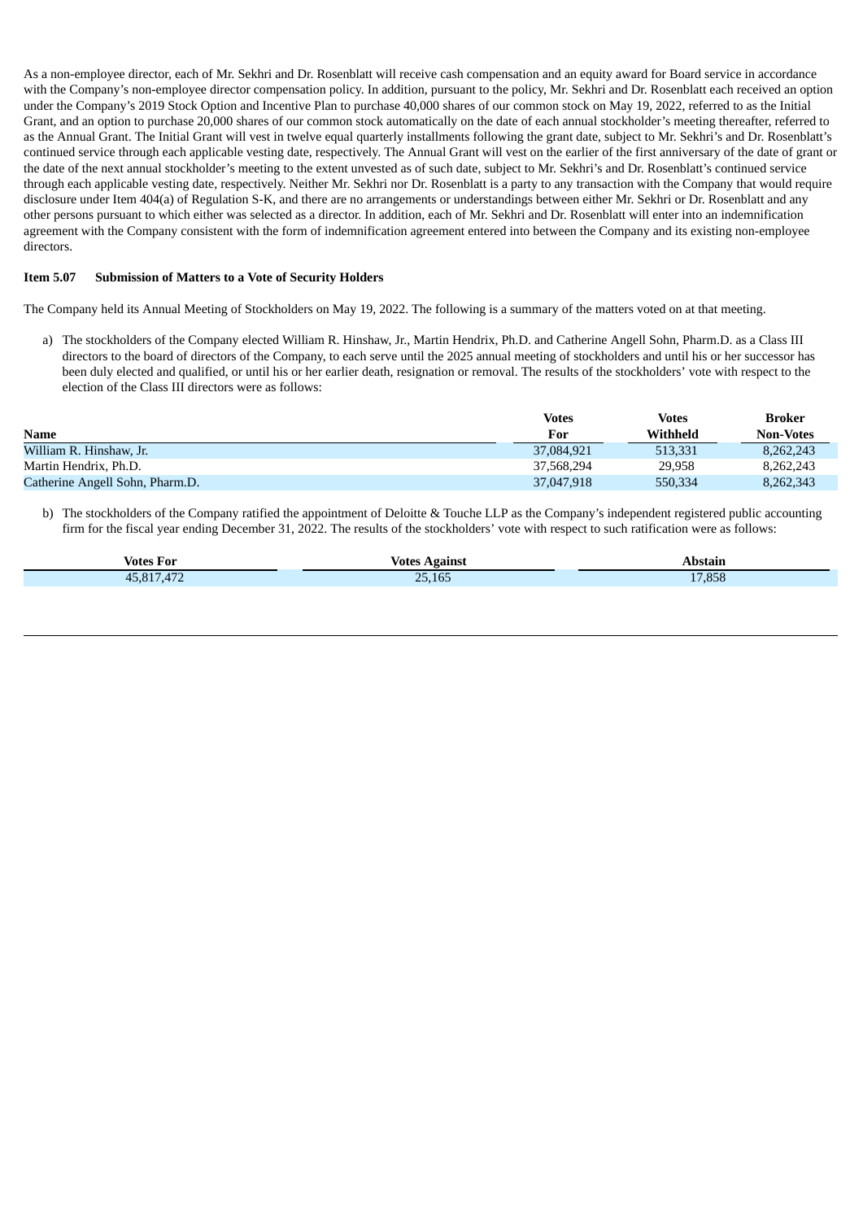As a non-employee director, each of Mr. Sekhri and Dr. Rosenblatt will receive cash compensation and an equity award for Board service in accordance with the Company's non-employee director compensation policy. In addition, pursuant to the policy, Mr. Sekhri and Dr. Rosenblatt each received an option under the Company's 2019 Stock Option and Incentive Plan to purchase 40,000 shares of our common stock on May 19, 2022, referred to as the Initial Grant, and an option to purchase 20,000 shares of our common stock automatically on the date of each annual stockholder's meeting thereafter, referred to as the Annual Grant. The Initial Grant will vest in twelve equal quarterly installments following the grant date, subject to Mr. Sekhri's and Dr. Rosenblatt's continued service through each applicable vesting date, respectively. The Annual Grant will vest on the earlier of the first anniversary of the date of grant or the date of the next annual stockholder's meeting to the extent unvested as of such date, subject to Mr. Sekhri's and Dr. Rosenblatt's continued service through each applicable vesting date, respectively. Neither Mr. Sekhri nor Dr. Rosenblatt is a party to any transaction with the Company that would require disclosure under Item 404(a) of Regulation S-K, and there are no arrangements or understandings between either Mr. Sekhri or Dr. Rosenblatt and any other persons pursuant to which either was selected as a director. In addition, each of Mr. Sekhri and Dr. Rosenblatt will enter into an indemnification agreement with the Company consistent with the form of indemnification agreement entered into between the Company and its existing non-employee directors.

**Item 5.07 Submission of Matters to a Vote of Security Holders**

The Company held its Annual Meeting of Stockholders on May 19, 2022. The following is a summary of the matters voted on at that meeting.

a) The stockholders of the Company elected William R. Hinshaw, Jr., Martin Hendrix, Ph.D. and Catherine Angell Sohn, Pharm.D. as a Class III directors to the board of directors of the Company, to each serve until the 2025 annual meeting of stockholders and until his or her successor has been duly elected and qualified, or until his or her earlier death, resignation or removal. The results of the stockholders' vote with respect to the election of the Class III directors were as follows:

| Name | Votes For | Votes Withheld | Broker Non-Votes |
|---|---|---|---|
| William R. Hinshaw, Jr. | 37,084,921 | 513,331 | 8,262,243 |
| Martin Hendrix, Ph.D. | 37,568,294 | 29,958 | 8,262,243 |
| Catherine Angell Sohn, Pharm.D. | 37,047,918 | 550,334 | 8,262,343 |

b) The stockholders of the Company ratified the appointment of Deloitte & Touche LLP as the Company's independent registered public accounting firm for the fiscal year ending December 31, 2022. The results of the stockholders' vote with respect to such ratification were as follows:

| Votes For | Votes Against | Abstain |
|---|---|---|
| 45,817,472 | 25,165 | 17,858 |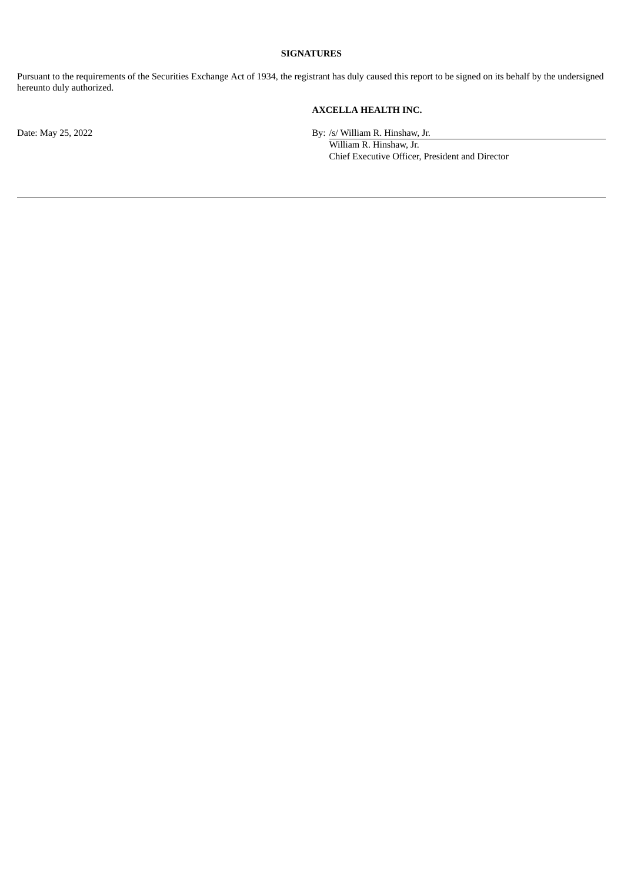**SIGNATURES**

Pursuant to the requirements of the Securities Exchange Act of 1934, the registrant has duly caused this report to be signed on its behalf by the undersigned hereunto duly authorized.

**AXCELLA HEALTH INC.**

Date: May 25, 2022

By: /s/ William R. Hinshaw, Jr.
William R. Hinshaw, Jr.
Chief Executive Officer, President and Director